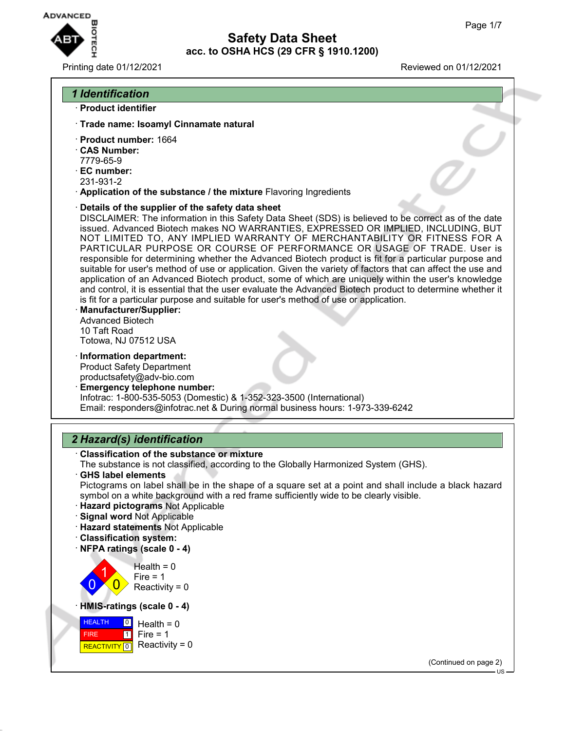# Safety Data Sheet

**acc. to OSHA HCS (29 CFR § 1910.1200)**

Printing date 01/12/2021 Reviewed on 01/12/2021

## 1 Identification

· **Product identifier**

· **Trade name: Isoamyl Cinnamate natural**

· **Product number:** 1664

· **CAS Number:**
7779-65-9

· **EC number:**
231-931-2

· **Application of the substance / the mixture** Flavoring Ingredients

· **Details of the supplier of the safety data sheet**
DISCLAIMER: The information in this Safety Data Sheet (SDS) is believed to be correct as of the date issued. Advanced Biotech makes NO WARRANTIES, EXPRESSED OR IMPLIED, INCLUDING, BUT NOT LIMITED TO, ANY IMPLIED WARRANTY OF MERCHANTABILITY OR FITNESS FOR A PARTICULAR PURPOSE OR COURSE OF PERFORMANCE OR USAGE OF TRADE. User is responsible for determining whether the Advanced Biotech product is fit for a particular purpose and suitable for user's method of use or application. Given the variety of factors that can affect the use and application of an Advanced Biotech product, some of which are uniquely within the user's knowledge and control, it is essential that the user evaluate the Advanced Biotech product to determine whether it is fit for a particular purpose and suitable for user's method of use or application.

· **Manufacturer/Supplier:**
Advanced Biotech
10 Taft Road
Totowa, NJ 07512 USA

· **Information department:**
Product Safety Department
productsafety@adv-bio.com

· **Emergency telephone number:**
Infotrac: 1-800-535-5053 (Domestic) & 1-352-323-3500 (International)
Email: responders@infotrac.net & During normal business hours: 1-973-339-6242

## 2 Hazard(s) identification

· **Classification of the substance or mixture**
The substance is not classified, according to the Globally Harmonized System (GHS).

· **GHS label elements**
Pictograms on label shall be in the shape of a square set at a point and shall include a black hazard symbol on a white background with a red frame sufficiently wide to be clearly visible.

· **Hazard pictograms** Not Applicable

· **Signal word** Not Applicable

· **Hazard statements** Not Applicable

· **Classification system:**

· **NFPA ratings (scale 0 - 4)**

Health = 0
Fire = 1
Reactivity = 0

· **HMIS-ratings (scale 0 - 4)**

| | | |
|---|---|---|
| HEALTH | 0 | Health = 0 |
| FIRE | 1 | Fire = 1 |
| REACTIVITY | 0 | Reactivity = 0 |

(Continued on page 2)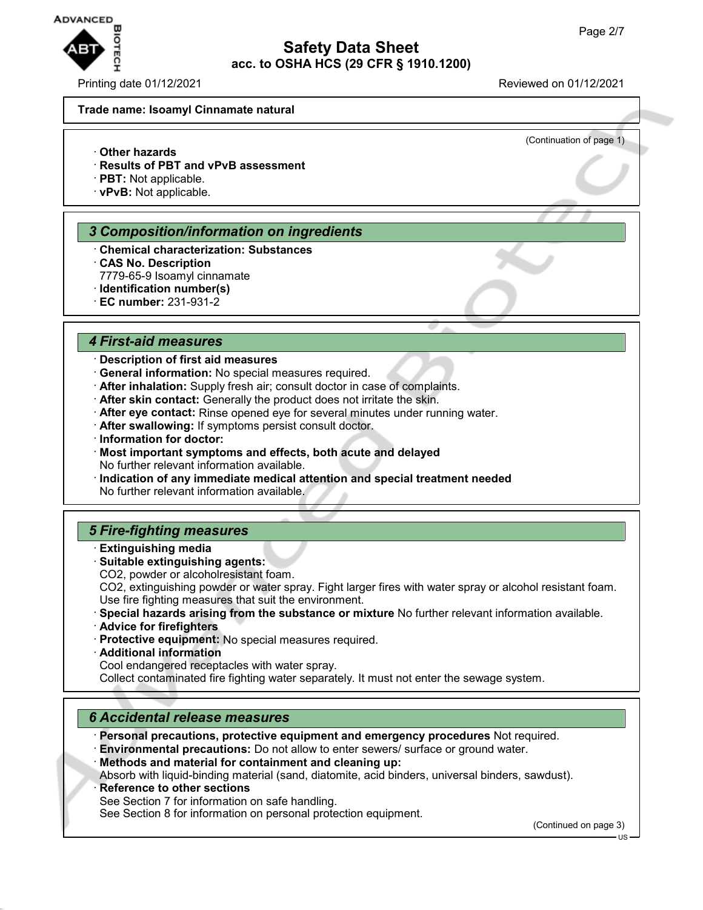**Trade name: Isoamyl Cinnamate natural**

(Continuation of page 1)

· **Other hazards**
· **Results of PBT and vPvB assessment**
· **PBT:** Not applicable.
· **vPvB:** Not applicable.

## 3 Composition/information on ingredients

· **Chemical characterization: Substances**
· **CAS No. Description**
7779-65-9 Isoamyl cinnamate
· **Identification number(s)**
· **EC number:** 231-931-2

## 4 First-aid measures

· **Description of first aid measures**
· **General information:** No special measures required.
· **After inhalation:** Supply fresh air; consult doctor in case of complaints.
· **After skin contact:** Generally the product does not irritate the skin.
· **After eye contact:** Rinse opened eye for several minutes under running water.
· **After swallowing:** If symptoms persist consult doctor.
· **Information for doctor:**
· **Most important symptoms and effects, both acute and delayed**
No further relevant information available.
· **Indication of any immediate medical attention and special treatment needed**
No further relevant information available.

## 5 Fire-fighting measures

· **Extinguishing media**
· **Suitable extinguishing agents:**
CO2, powder or alcoholresistant foam.
CO2, extinguishing powder or water spray. Fight larger fires with water spray or alcohol resistant foam.
Use fire fighting measures that suit the environment.
· **Special hazards arising from the substance or mixture** No further relevant information available.
· **Advice for firefighters**
· **Protective equipment:** No special measures required.
· **Additional information**
Cool endangered receptacles with water spray.
Collect contaminated fire fighting water separately. It must not enter the sewage system.

## 6 Accidental release measures

· **Personal precautions, protective equipment and emergency procedures** Not required.
· **Environmental precautions:** Do not allow to enter sewers/ surface or ground water.
· **Methods and material for containment and cleaning up:**
Absorb with liquid-binding material (sand, diatomite, acid binders, universal binders, sawdust).
· **Reference to other sections**
See Section 7 for information on safe handling.
See Section 8 for information on personal protection equipment.

(Continued on page 3)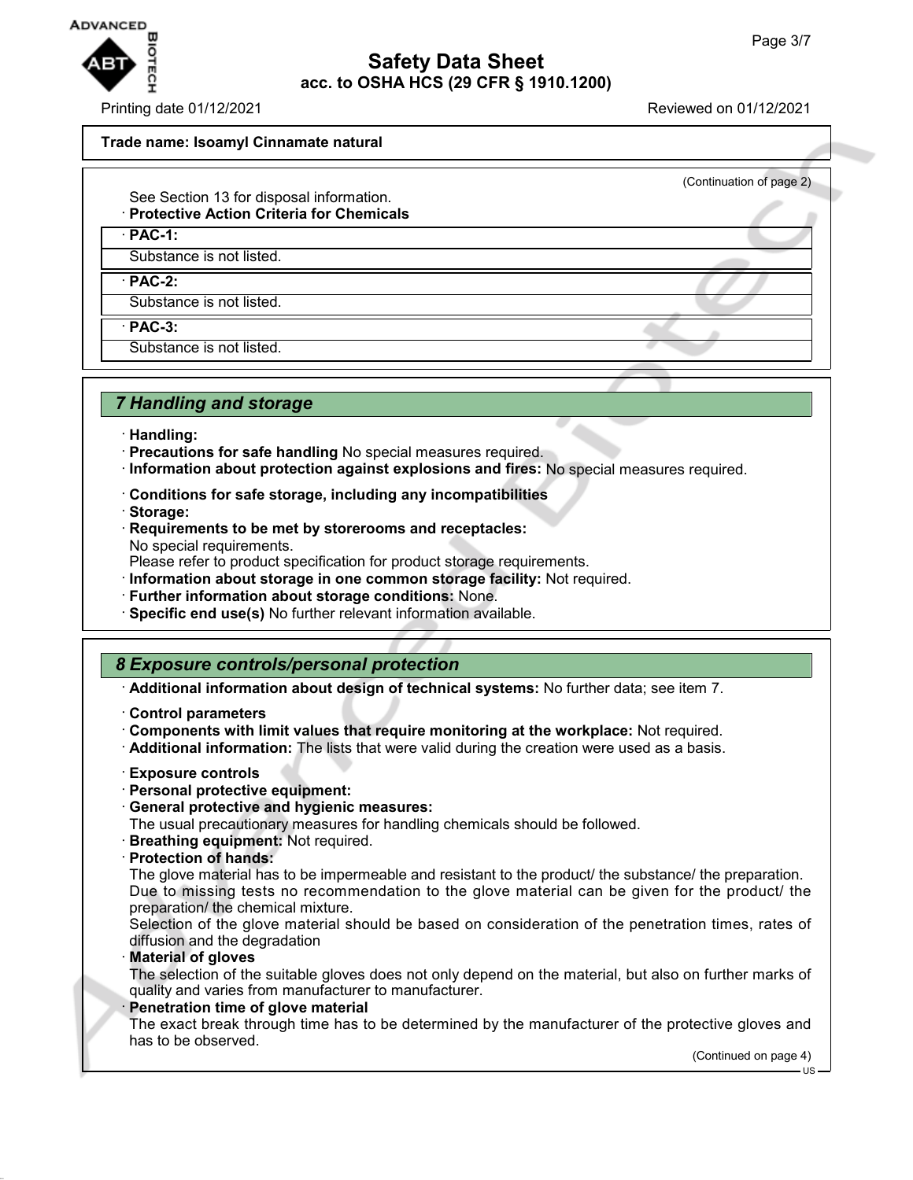**Trade name: Isoamyl Cinnamate natural**

(Continuation of page 2)

See Section 13 for disposal information.

· **Protective Action Criteria for Chemicals**

· **PAC-1:**

Substance is not listed.

· **PAC-2:**

Substance is not listed.

· **PAC-3:**

Substance is not listed.

## *7 Handling and storage*

· **Handling:**
· **Precautions for safe handling** No special measures required.
· **Information about protection against explosions and fires:** No special measures required.

· **Conditions for safe storage, including any incompatibilities**
· **Storage:**
· **Requirements to be met by storerooms and receptacles:**
No special requirements.
Please refer to product specification for product storage requirements.
· **Information about storage in one common storage facility:** Not required.
· **Further information about storage conditions:** None.
· **Specific end use(s)** No further relevant information available.

## *8 Exposure controls/personal protection*

· **Additional information about design of technical systems:** No further data; see item 7.

· **Control parameters**
· **Components with limit values that require monitoring at the workplace:** Not required.
· **Additional information:** The lists that were valid during the creation were used as a basis.

· **Exposure controls**
· **Personal protective equipment:**
· **General protective and hygienic measures:**
The usual precautionary measures for handling chemicals should be followed.
· **Breathing equipment:** Not required.
· **Protection of hands:**
The glove material has to be impermeable and resistant to the product/ the substance/ the preparation.
Due to missing tests no recommendation to the glove material can be given for the product/ the preparation/ the chemical mixture.
Selection of the glove material should be based on consideration of the penetration times, rates of diffusion and the degradation
· **Material of gloves**
The selection of the suitable gloves does not only depend on the material, but also on further marks of quality and varies from manufacturer to manufacturer.
· **Penetration time of glove material**
The exact break through time has to be determined by the manufacturer of the protective gloves and has to be observed.

(Continued on page 4)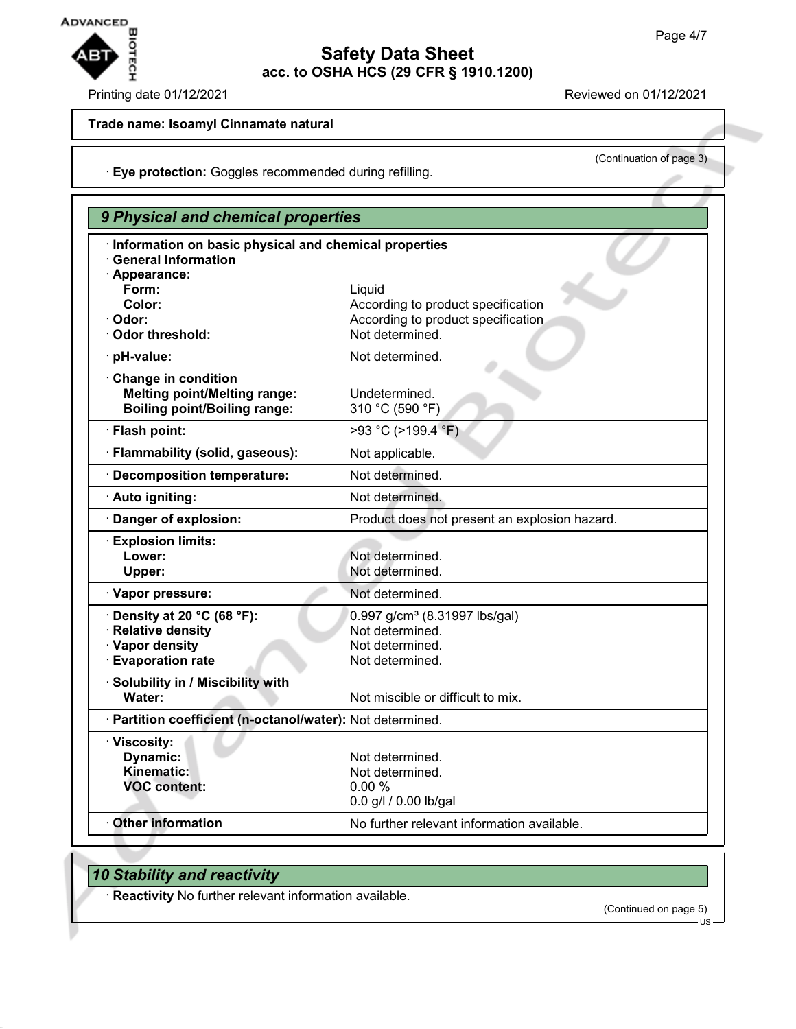Trade name: Isoamyl Cinnamate natural

(Continuation of page 3)

· **Eye protection:** Goggles recommended during refilling.

## 9 Physical and chemical properties

· **Information on basic physical and chemical properties**
· **General Information**
· **Appearance:**

| | |
|---|---|
| **Form:** | Liquid |
| **Color:** | According to product specification |
| · **Odor:** | According to product specification |
| · **Odor threshold:** | Not determined. |
| · **pH-value:** | Not determined. |
| · **Change in condition** | |
| **Melting point/Melting range:** | Undetermined. |
| **Boiling point/Boiling range:** | 310 °C (590 °F) |
| · **Flash point:** | >93 °C (>199.4 °F) |
| · **Flammability (solid, gaseous):** | Not applicable. |
| · **Decomposition temperature:** | Not determined. |
| · **Auto igniting:** | Not determined. |
| · **Danger of explosion:** | Product does not present an explosion hazard. |
| · **Explosion limits:** | |
| **Lower:** | Not determined. |
| **Upper:** | Not determined. |
| · **Vapor pressure:** | Not determined. |
| · **Density at 20 °C (68 °F):** | 0.997 g/cm³ (8.31997 lbs/gal) |
| · **Relative density** | Not determined. |
| · **Vapor density** | Not determined. |
| · **Evaporation rate** | Not determined. |
| · **Solubility in / Miscibility with** | |
| **Water:** | Not miscible or difficult to mix. |
| · **Partition coefficient (n-octanol/water):** | Not determined. |
| · **Viscosity:** | |
| **Dynamic:** | Not determined. |
| **Kinematic:** | Not determined. |
| **VOC content:** | 0.00 % |
| | 0.0 g/l / 0.00 lb/gal |
| · **Other information** | No further relevant information available. |

## 10 Stability and reactivity

· **Reactivity** No further relevant information available.

(Continued on page 5)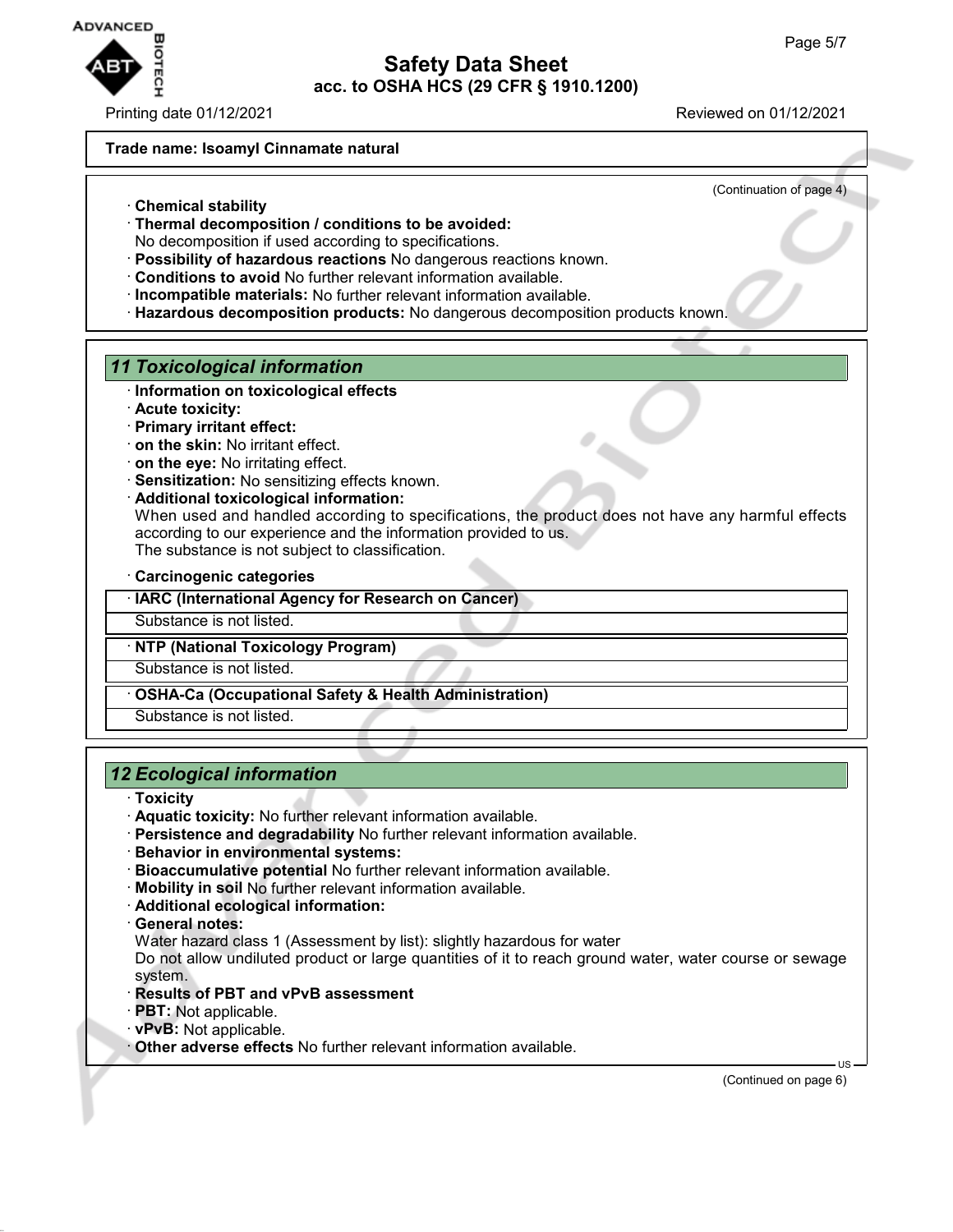**Trade name: Isoamyl Cinnamate natural**

(Continuation of page 4)

· **Chemical stability**
· **Thermal decomposition / conditions to be avoided:**
No decomposition if used according to specifications.
· **Possibility of hazardous reactions** No dangerous reactions known.
· **Conditions to avoid** No further relevant information available.
· **Incompatible materials:** No further relevant information available.
· **Hazardous decomposition products:** No dangerous decomposition products known.

## 11 Toxicological information

· **Information on toxicological effects**
· **Acute toxicity:**
· **Primary irritant effect:**
· **on the skin:** No irritant effect.
· **on the eye:** No irritating effect.
· **Sensitization:** No sensitizing effects known.
· **Additional toxicological information:**
When used and handled according to specifications, the product does not have any harmful effects according to our experience and the information provided to us.
The substance is not subject to classification.

· **Carcinogenic categories**

| · **IARC (International Agency for Research on Cancer)** |
| --- |
| Substance is not listed. |

| · **NTP (National Toxicology Program)** |
| --- |
| Substance is not listed. |

| · **OSHA-Ca (Occupational Safety & Health Administration)** |
| --- |
| Substance is not listed. |

## 12 Ecological information

· **Toxicity**
· **Aquatic toxicity:** No further relevant information available.
· **Persistence and degradability** No further relevant information available.
· **Behavior in environmental systems:**
· **Bioaccumulative potential** No further relevant information available.
· **Mobility in soil** No further relevant information available.
· **Additional ecological information:**
· **General notes:**
Water hazard class 1 (Assessment by list): slightly hazardous for water
Do not allow undiluted product or large quantities of it to reach ground water, water course or sewage system.
· **Results of PBT and vPvB assessment**
· **PBT:** Not applicable.
· **vPvB:** Not applicable.
· **Other adverse effects** No further relevant information available.

(Continued on page 6)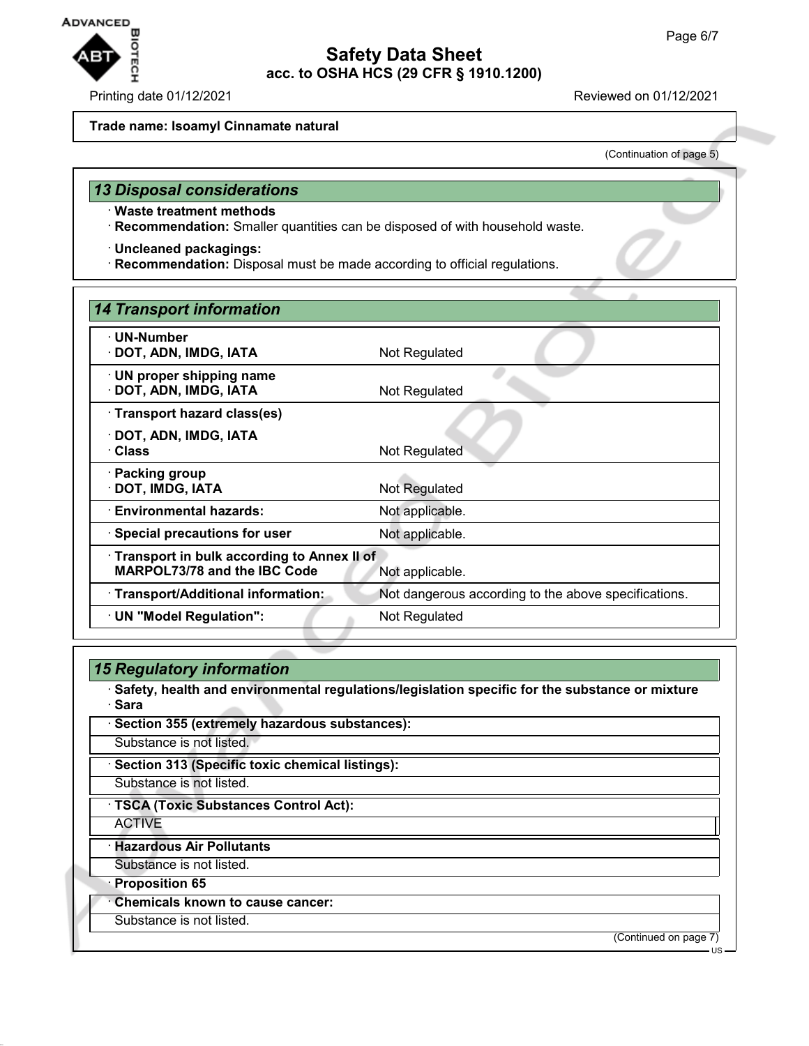**Trade name: Isoamyl Cinnamate natural**

(Continuation of page 5)

## 13 Disposal considerations

· **Waste treatment methods**
· **Recommendation:** Smaller quantities can be disposed of with household waste.

· **Uncleaned packagings:**
· **Recommendation:** Disposal must be made according to official regulations.

## 14 Transport information

| | |
|---|---|
| · **UN-Number**<br>· **DOT, ADN, IMDG, IATA** | Not Regulated |
| · **UN proper shipping name**<br>· **DOT, ADN, IMDG, IATA** | Not Regulated |
| · **Transport hazard class(es)**<br>· **DOT, ADN, IMDG, IATA**<br>· **Class** | Not Regulated |
| · **Packing group**<br>· **DOT, IMDG, IATA** | Not Regulated |
| · **Environmental hazards:** | Not applicable. |
| · **Special precautions for user** | Not applicable. |
| · **Transport in bulk according to Annex II of MARPOL73/78 and the IBC Code** | Not applicable. |
| · **Transport/Additional information:** | Not dangerous according to the above specifications. |
| · **UN "Model Regulation":** | Not Regulated |

## 15 Regulatory information

· **Safety, health and environmental regulations/legislation specific for the substance or mixture**
· **Sara**

· **Section 355 (extremely hazardous substances):**
Substance is not listed.

· **Section 313 (Specific toxic chemical listings):**
Substance is not listed.

· **TSCA (Toxic Substances Control Act):**
ACTIVE

· **Hazardous Air Pollutants**
Substance is not listed.

· **Proposition 65**

· **Chemicals known to cause cancer:**
Substance is not listed.

(Continued on page 7)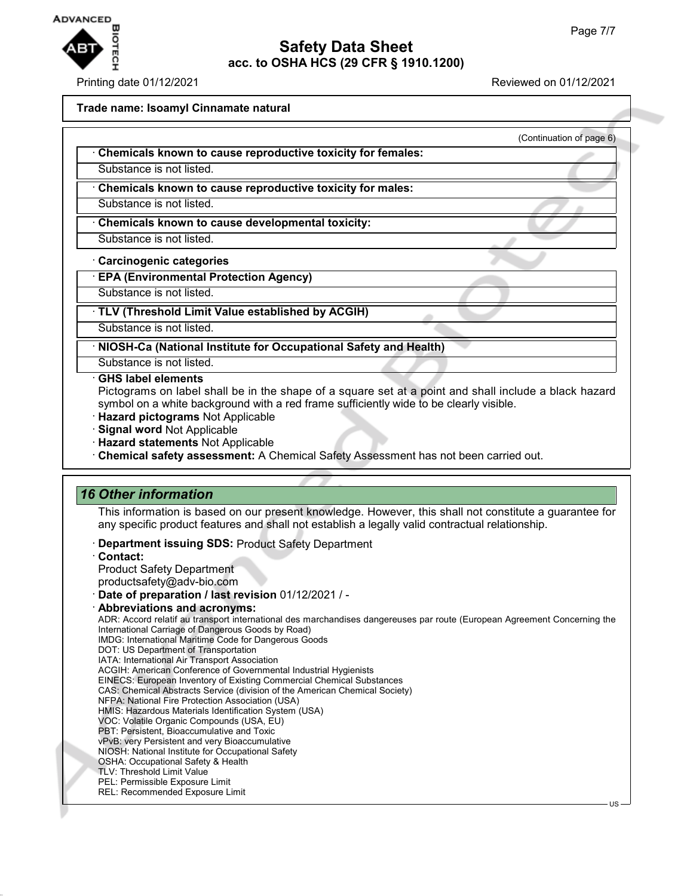**Trade name: Isoamyl Cinnamate natural**

(Continuation of page 6)

· **Chemicals known to cause reproductive toxicity for females:**

Substance is not listed.

· **Chemicals known to cause reproductive toxicity for males:**

Substance is not listed.

· **Chemicals known to cause developmental toxicity:**

Substance is not listed.

· **Carcinogenic categories**

· **EPA (Environmental Protection Agency)**

Substance is not listed.

· **TLV (Threshold Limit Value established by ACGIH)**

Substance is not listed.

· **NIOSH-Ca (National Institute for Occupational Safety and Health)**

Substance is not listed.

· **GHS label elements**

Pictograms on label shall be in the shape of a square set at a point and shall include a black hazard symbol on a white background with a red frame sufficiently wide to be clearly visible.

· **Hazard pictograms** Not Applicable

· **Signal word** Not Applicable

· **Hazard statements** Not Applicable

· **Chemical safety assessment:** A Chemical Safety Assessment has not been carried out.

## *16 Other information*

This information is based on our present knowledge. However, this shall not constitute a guarantee for any specific product features and shall not establish a legally valid contractual relationship.

· **Department issuing SDS:** Product Safety Department

· **Contact:**

Product Safety Department

productsafety@adv-bio.com

· **Date of preparation / last revision** 01/12/2021 / -

· **Abbreviations and acronyms:**

ADR: Accord relatif au transport international des marchandises dangereuses par route (European Agreement Concerning the International Carriage of Dangerous Goods by Road)
IMDG: International Maritime Code for Dangerous Goods
DOT: US Department of Transportation
IATA: International Air Transport Association
ACGIH: American Conference of Governmental Industrial Hygienists
EINECS: European Inventory of Existing Commercial Chemical Substances
CAS: Chemical Abstracts Service (division of the American Chemical Society)
NFPA: National Fire Protection Association (USA)
HMIS: Hazardous Materials Identification System (USA)
VOC: Volatile Organic Compounds (USA, EU)
PBT: Persistent, Bioaccumulative and Toxic
vPvB: very Persistent and very Bioaccumulative
NIOSH: National Institute for Occupational Safety
OSHA: Occupational Safety & Health
TLV: Threshold Limit Value
PEL: Permissible Exposure Limit
REL: Recommended Exposure Limit